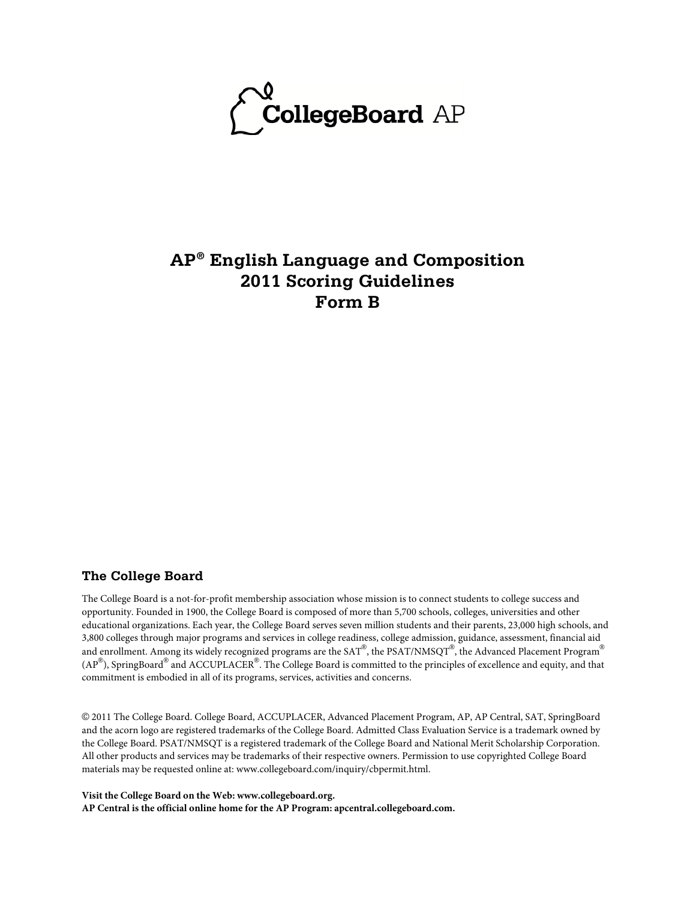CollegeBoard AP

# AP® English Language and Composition 2011 Scoring Guidelines Form B

### The College Board

The College Board is a not-for-profit membership association whose mission is to connect students to college success and opportunity. Founded in 1900, the College Board is composed of more than 5,700 schools, colleges, universities and other educational organizations. Each year, the College Board serves seven million students and their parents, 23,000 high schools, and 3,800 colleges through major programs and services in college readiness, college admission, guidance, assessment, financial aid and enrollment. Among its widely recognized programs are the SAT®, the PSAT/NMSQT®, the Advanced Placement Program® (AP®), SpringBoard® and ACCUPLACER®. The College Board is committed to the principles of excellence and equity, and that commitment is embodied in all of its programs, services, activities and concerns.

© 2011 The College Board. College Board, ACCUPLACER, Advanced Placement Program, AP, AP Central, SAT, SpringBoard and the acorn logo are registered trademarks of the College Board. Admitted Class Evaluation Service is a trademark owned by the College Board. PSAT/NMSQT is a registered trademark of the College Board and National Merit Scholarship Corporation. All other products and services may be trademarks of their respective owners. Permission to use copyrighted College Board materials may be requested online at: www.collegeboard.com/inquiry/cbpermit.html.

**Visit the College Board on the Web: www.collegeboard.org.**
**AP Central is the official online home for the AP Program: apcentral.collegeboard.com.**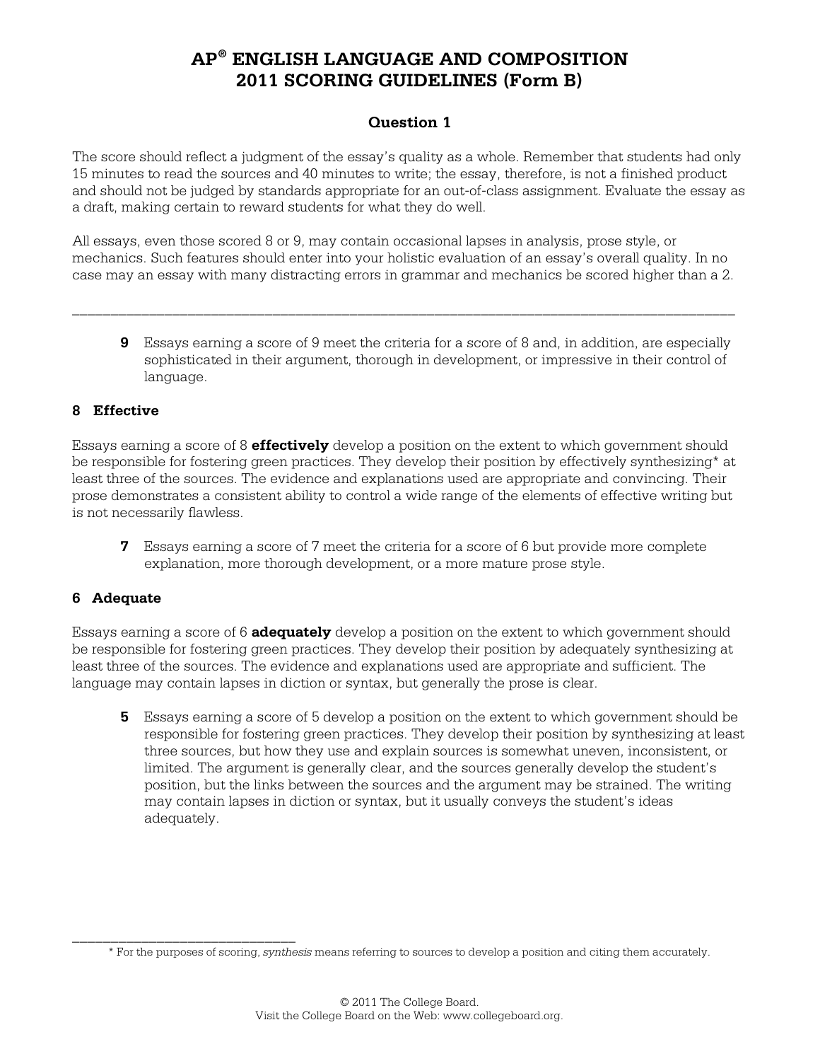# AP® ENGLISH LANGUAGE AND COMPOSITION
# 2011 SCORING GUIDELINES (Form B)

## Question 1

The score should reflect a judgment of the essay's quality as a whole. Remember that students had only 15 minutes to read the sources and 40 minutes to write; the essay, therefore, is not a finished product and should not be judged by standards appropriate for an out-of-class assignment. Evaluate the essay as a draft, making certain to reward students for what they do well.

All essays, even those scored 8 or 9, may contain occasional lapses in analysis, prose style, or mechanics. Such features should enter into your holistic evaluation of an essay's overall quality. In no case may an essay with many distracting errors in grammar and mechanics be scored higher than a 2.

---

**9** Essays earning a score of 9 meet the criteria for a score of 8 and, in addition, are especially sophisticated in their argument, thorough in development, or impressive in their control of language.

### 8 Effective

Essays earning a score of 8 **effectively** develop a position on the extent to which government should be responsible for fostering green practices. They develop their position by effectively synthesizing* at least three of the sources. The evidence and explanations used are appropriate and convincing. Their prose demonstrates a consistent ability to control a wide range of the elements of effective writing but is not necessarily flawless.

**7** Essays earning a score of 7 meet the criteria for a score of 6 but provide more complete explanation, more thorough development, or a more mature prose style.

### 6 Adequate

Essays earning a score of 6 **adequately** develop a position on the extent to which government should be responsible for fostering green practices. They develop their position by adequately synthesizing at least three of the sources. The evidence and explanations used are appropriate and sufficient. The language may contain lapses in diction or syntax, but generally the prose is clear.

**5** Essays earning a score of 5 develop a position on the extent to which government should be responsible for fostering green practices. They develop their position by synthesizing at least three sources, but how they use and explain sources is somewhat uneven, inconsistent, or limited. The argument is generally clear, and the sources generally develop the student's position, but the links between the sources and the argument may be strained. The writing may contain lapses in diction or syntax, but it usually conveys the student's ideas adequately.

---

\* For the purposes of scoring, *synthesis* means referring to sources to develop a position and citing them accurately.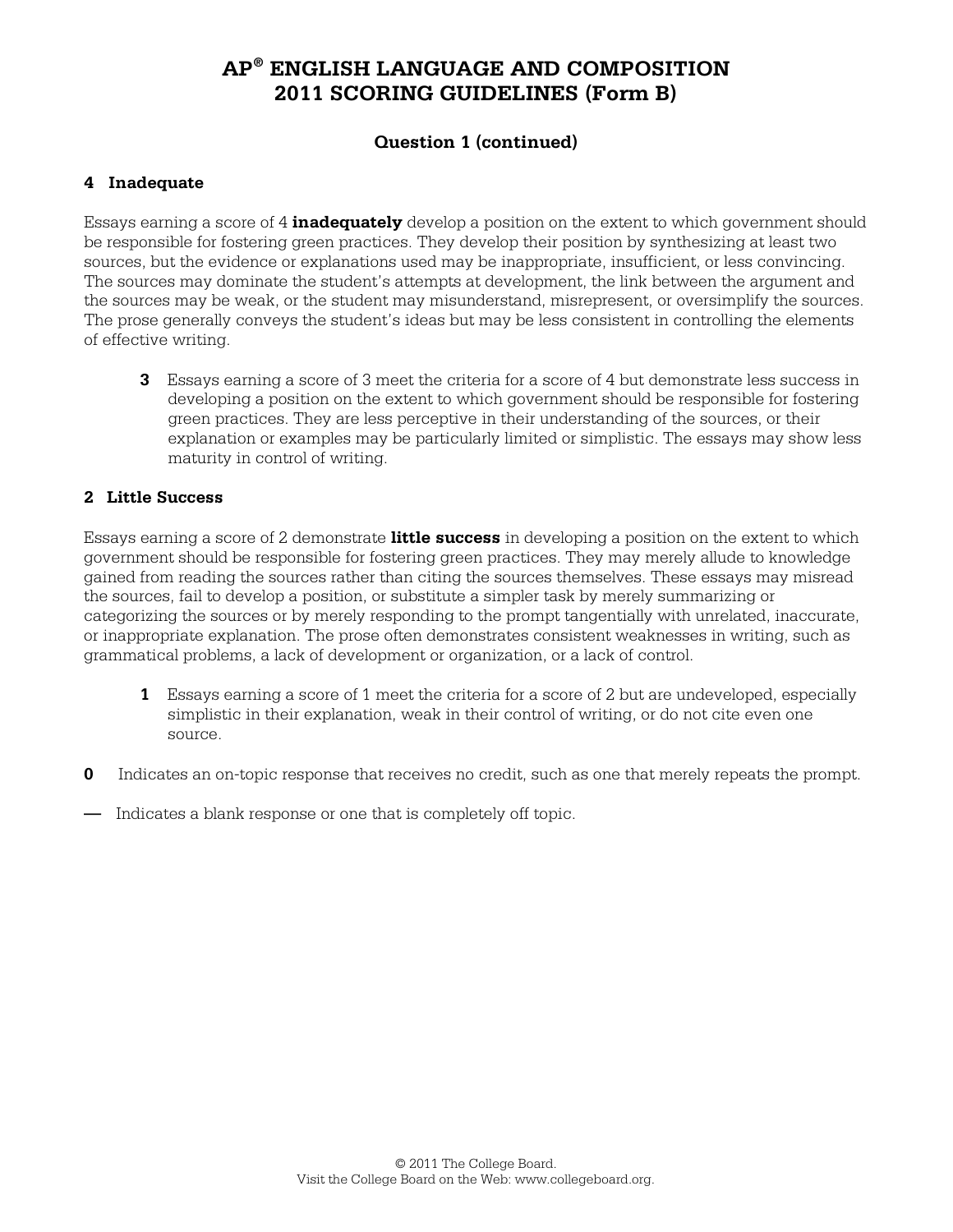# AP® ENGLISH LANGUAGE AND COMPOSITION 2011 SCORING GUIDELINES (Form B)

## Question 1 (continued)

### 4 Inadequate

Essays earning a score of 4 **inadequately** develop a position on the extent to which government should be responsible for fostering green practices. They develop their position by synthesizing at least two sources, but the evidence or explanations used may be inappropriate, insufficient, or less convincing. The sources may dominate the student's attempts at development, the link between the argument and the sources may be weak, or the student may misunderstand, misrepresent, or oversimplify the sources. The prose generally conveys the student's ideas but may be less consistent in controlling the elements of effective writing.

**3** Essays earning a score of 3 meet the criteria for a score of 4 but demonstrate less success in developing a position on the extent to which government should be responsible for fostering green practices. They are less perceptive in their understanding of the sources, or their explanation or examples may be particularly limited or simplistic. The essays may show less maturity in control of writing.

### 2 Little Success

Essays earning a score of 2 demonstrate **little success** in developing a position on the extent to which government should be responsible for fostering green practices. They may merely allude to knowledge gained from reading the sources rather than citing the sources themselves. These essays may misread the sources, fail to develop a position, or substitute a simpler task by merely summarizing or categorizing the sources or by merely responding to the prompt tangentially with unrelated, inaccurate, or inappropriate explanation. The prose often demonstrates consistent weaknesses in writing, such as grammatical problems, a lack of development or organization, or a lack of control.

**1** Essays earning a score of 1 meet the criteria for a score of 2 but are undeveloped, especially simplistic in their explanation, weak in their control of writing, or do not cite even one source.

**0** Indicates an on-topic response that receives no credit, such as one that merely repeats the prompt.

**—** Indicates a blank response or one that is completely off topic.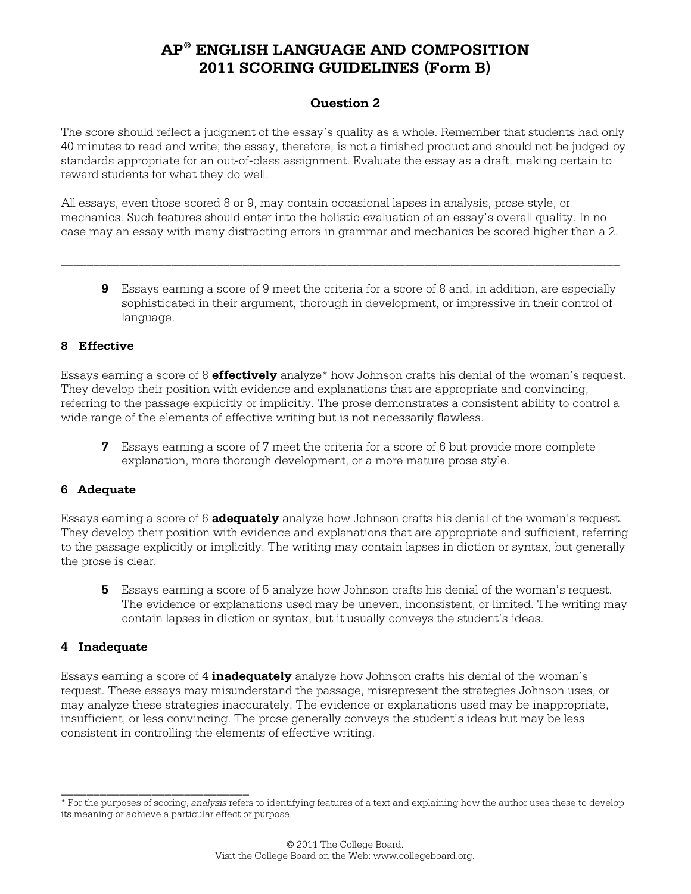# AP® ENGLISH LANGUAGE AND COMPOSITION
# 2011 SCORING GUIDELINES (Form B)

## Question 2

The score should reflect a judgment of the essay's quality as a whole. Remember that students had only 40 minutes to read and write; the essay, therefore, is not a finished product and should not be judged by standards appropriate for an out-of-class assignment. Evaluate the essay as a draft, making certain to reward students for what they do well.

All essays, even those scored 8 or 9, may contain occasional lapses in analysis, prose style, or mechanics. Such features should enter into the holistic evaluation of an essay's overall quality. In no case may an essay with many distracting errors in grammar and mechanics be scored higher than a 2.

---

**9** Essays earning a score of 9 meet the criteria for a score of 8 and, in addition, are especially sophisticated in their argument, thorough in development, or impressive in their control of language.

### 8 Effective

Essays earning a score of 8 **effectively** analyze* how Johnson crafts his denial of the woman's request. They develop their position with evidence and explanations that are appropriate and convincing, referring to the passage explicitly or implicitly. The prose demonstrates a consistent ability to control a wide range of the elements of effective writing but is not necessarily flawless.

**7** Essays earning a score of 7 meet the criteria for a score of 6 but provide more complete explanation, more thorough development, or a more mature prose style.

### 6 Adequate

Essays earning a score of 6 **adequately** analyze how Johnson crafts his denial of the woman's request. They develop their position with evidence and explanations that are appropriate and sufficient, referring to the passage explicitly or implicitly. The writing may contain lapses in diction or syntax, but generally the prose is clear.

**5** Essays earning a score of 5 analyze how Johnson crafts his denial of the woman's request. The evidence or explanations used may be uneven, inconsistent, or limited. The writing may contain lapses in diction or syntax, but it usually conveys the student's ideas.

### 4 Inadequate

Essays earning a score of 4 **inadequately** analyze how Johnson crafts his denial of the woman's request. These essays may misunderstand the passage, misrepresent the strategies Johnson uses, or may analyze these strategies inaccurately. The evidence or explanations used may be inappropriate, insufficient, or less convincing. The prose generally conveys the student's ideas but may be less consistent in controlling the elements of effective writing.

---

* For the purposes of scoring, *analysis* refers to identifying features of a text and explaining how the author uses these to develop its meaning or achieve a particular effect or purpose.

© 2011 The College Board.
Visit the College Board on the Web: www.collegeboard.org.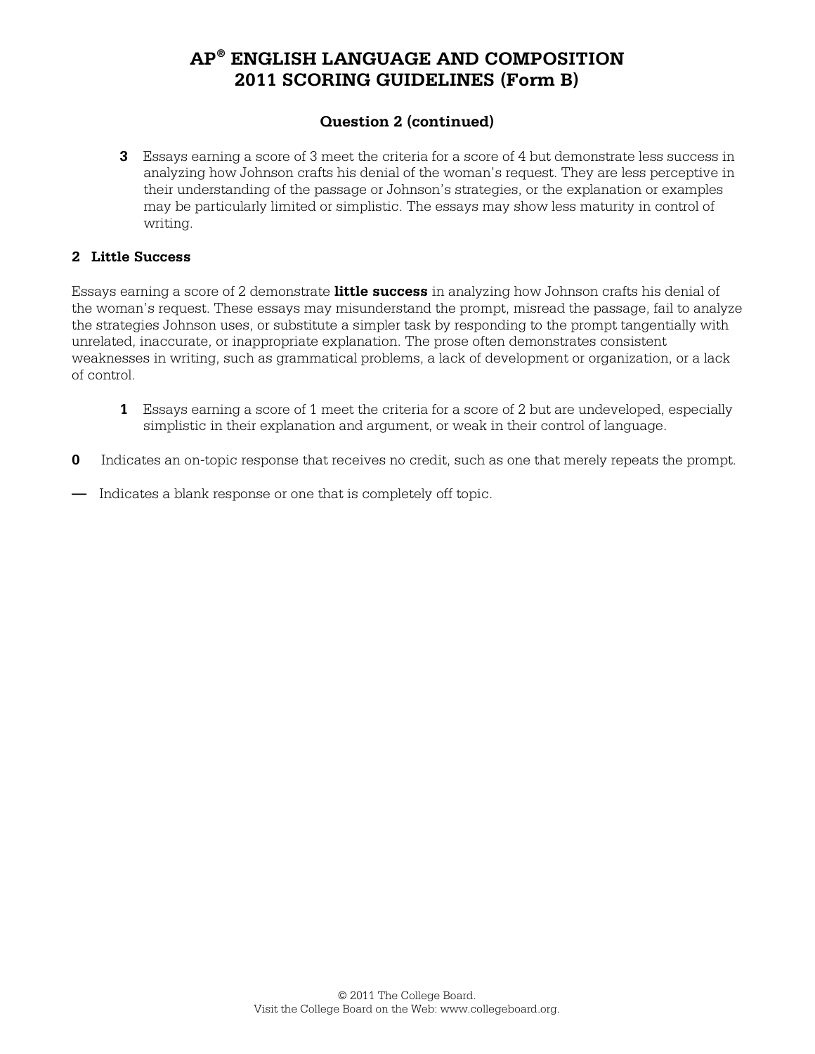# AP® ENGLISH LANGUAGE AND COMPOSITION 2011 SCORING GUIDELINES (Form B)

## Question 2 (continued)

**3** Essays earning a score of 3 meet the criteria for a score of 4 but demonstrate less success in analyzing how Johnson crafts his denial of the woman's request. They are less perceptive in their understanding of the passage or Johnson's strategies, or the explanation or examples may be particularly limited or simplistic. The essays may show less maturity in control of writing.

### 2 Little Success

Essays earning a score of 2 demonstrate **little success** in analyzing how Johnson crafts his denial of the woman's request. These essays may misunderstand the prompt, misread the passage, fail to analyze the strategies Johnson uses, or substitute a simpler task by responding to the prompt tangentially with unrelated, inaccurate, or inappropriate explanation. The prose often demonstrates consistent weaknesses in writing, such as grammatical problems, a lack of development or organization, or a lack of control.

**1** Essays earning a score of 1 meet the criteria for a score of 2 but are undeveloped, especially simplistic in their explanation and argument, or weak in their control of language.

**0** Indicates an on-topic response that receives no credit, such as one that merely repeats the prompt.

**—** Indicates a blank response or one that is completely off topic.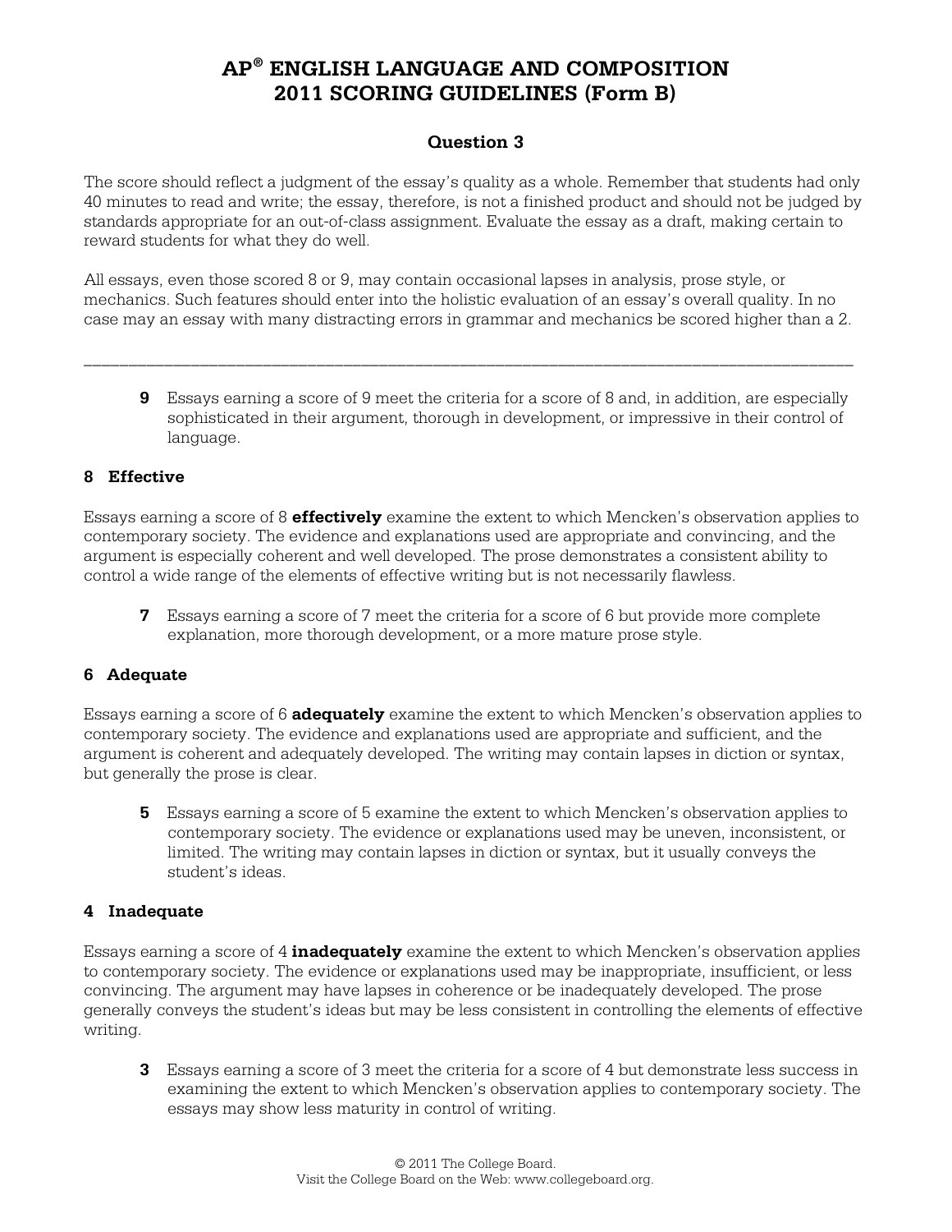# AP® ENGLISH LANGUAGE AND COMPOSITION
# 2011 SCORING GUIDELINES (Form B)

## Question 3

The score should reflect a judgment of the essay's quality as a whole. Remember that students had only 40 minutes to read and write; the essay, therefore, is not a finished product and should not be judged by standards appropriate for an out-of-class assignment. Evaluate the essay as a draft, making certain to reward students for what they do well.

All essays, even those scored 8 or 9, may contain occasional lapses in analysis, prose style, or mechanics. Such features should enter into the holistic evaluation of an essay's overall quality. In no case may an essay with many distracting errors in grammar and mechanics be scored higher than a 2.

---

**9** Essays earning a score of 9 meet the criteria for a score of 8 and, in addition, are especially sophisticated in their argument, thorough in development, or impressive in their control of language.

### 8 Effective

Essays earning a score of 8 **effectively** examine the extent to which Mencken's observation applies to contemporary society. The evidence and explanations used are appropriate and convincing, and the argument is especially coherent and well developed. The prose demonstrates a consistent ability to control a wide range of the elements of effective writing but is not necessarily flawless.

**7** Essays earning a score of 7 meet the criteria for a score of 6 but provide more complete explanation, more thorough development, or a more mature prose style.

### 6 Adequate

Essays earning a score of 6 **adequately** examine the extent to which Mencken's observation applies to contemporary society. The evidence and explanations used are appropriate and sufficient, and the argument is coherent and adequately developed. The writing may contain lapses in diction or syntax, but generally the prose is clear.

**5** Essays earning a score of 5 examine the extent to which Mencken's observation applies to contemporary society. The evidence or explanations used may be uneven, inconsistent, or limited. The writing may contain lapses in diction or syntax, but it usually conveys the student's ideas.

### 4 Inadequate

Essays earning a score of 4 **inadequately** examine the extent to which Mencken's observation applies to contemporary society. The evidence or explanations used may be inappropriate, insufficient, or less convincing. The argument may have lapses in coherence or be inadequately developed. The prose generally conveys the student's ideas but may be less consistent in controlling the elements of effective writing.

**3** Essays earning a score of 3 meet the criteria for a score of 4 but demonstrate less success in examining the extent to which Mencken's observation applies to contemporary society. The essays may show less maturity in control of writing.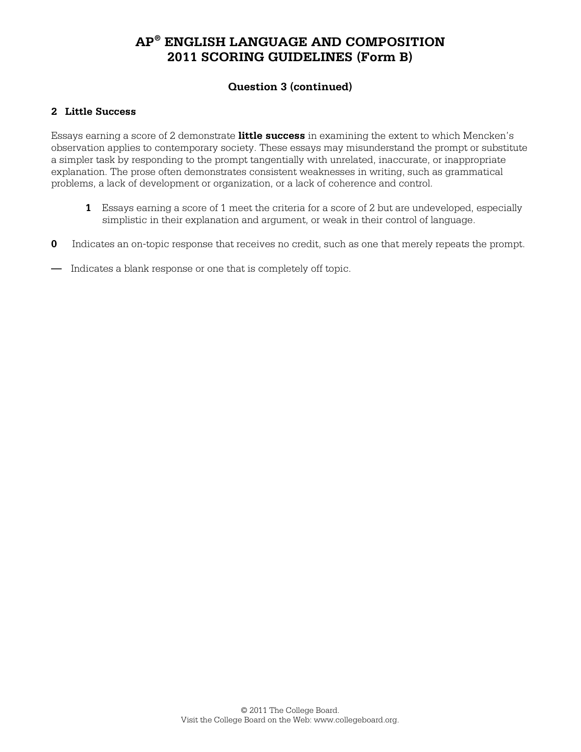# AP® ENGLISH LANGUAGE AND COMPOSITION
# 2011 SCORING GUIDELINES (Form B)

### Question 3 (continued)

**2 Little Success**

Essays earning a score of 2 demonstrate **little success** in examining the extent to which Mencken's observation applies to contemporary society. These essays may misunderstand the prompt or substitute a simpler task by responding to the prompt tangentially with unrelated, inaccurate, or inappropriate explanation. The prose often demonstrates consistent weaknesses in writing, such as grammatical problems, a lack of development or organization, or a lack of coherence and control.

> **1** Essays earning a score of 1 meet the criteria for a score of 2 but are undeveloped, especially simplistic in their explanation and argument, or weak in their control of language.

**0** Indicates an on-topic response that receives no credit, such as one that merely repeats the prompt.

**—** Indicates a blank response or one that is completely off topic.